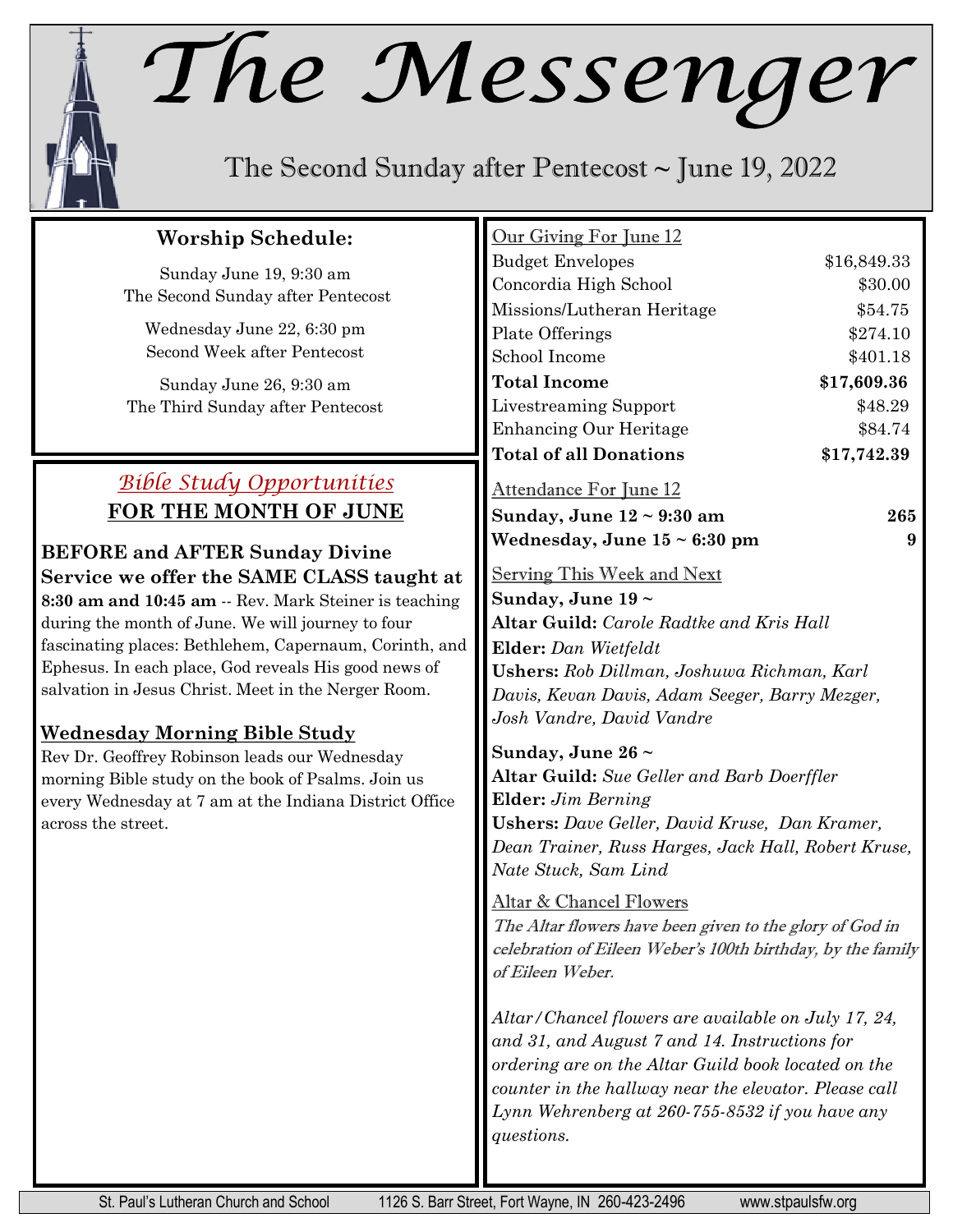# The Messenger

The Second Sunday after Pentecost ~ June 19, 2022

## Worship Schedule:

Sunday June 19, 9:30 am
The Second Sunday after Pentecost

Wednesday June 22, 6:30 pm
Second Week after Pentecost

Sunday June 26, 9:30 am
The Third Sunday after Pentecost

## *Bible Study Opportunities*
## FOR THE MONTH OF JUNE

**BEFORE and AFTER Sunday Divine Service we offer the SAME CLASS taught at 8:30 am and 10:45 am** -- Rev. Mark Steiner is teaching during the month of June. We will journey to four fascinating places: Bethlehem, Capernaum, Corinth, and Ephesus. In each place, God reveals His good news of salvation in Jesus Christ. Meet in the Nerger Room.

### Wednesday Morning Bible Study

Rev Dr. Geoffrey Robinson leads our Wednesday morning Bible study on the book of Psalms. Join us every Wednesday at 7 am at the Indiana District Office across the street.

### Our Giving For June 12

| | |
|---|---|
| Budget Envelopes | $16,849.33 |
| Concordia High School | $30.00 |
| Missions/Lutheran Heritage | $54.75 |
| Plate Offerings | $274.10 |
| School Income | $401.18 |
| **Total Income** | **$17,609.36** |
| Livestreaming Support | $48.29 |
| Enhancing Our Heritage | $84.74 |
| **Total of all Donations** | **$17,742.39** |

### Attendance For June 12

| | |
|---|---|
| **Sunday, June 12 ~ 9:30 am** | **265** |
| **Wednesday, June 15 ~ 6:30 pm** | **9** |

### Serving This Week and Next

**Sunday, June 19 ~**
**Altar Guild:** *Carole Radtke and Kris Hall*
**Elder:** *Dan Wietfeldt*
**Ushers:** *Rob Dillman, Joshuwa Richman, Karl Davis, Kevan Davis, Adam Seeger, Barry Mezger, Josh Vandre, David Vandre*

**Sunday, June 26 ~**
**Altar Guild:** *Sue Geller and Barb Doerffler*
**Elder:** *Jim Berning*
**Ushers:** *Dave Geller, David Kruse, Dan Kramer, Dean Trainer, Russ Harges, Jack Hall, Robert Kruse, Nate Stuck, Sam Lind*

### Altar & Chancel Flowers

*The Altar flowers have been given to the glory of God in celebration of Eileen Weber's 100th birthday, by the family of Eileen Weber.*

*Altar/Chancel flowers are available on July 17, 24, and 31, and August 7 and 14. Instructions for ordering are on the Altar Guild book located on the counter in the hallway near the elevator. Please call Lynn Wehrenberg at 260-755-8532 if you have any questions.*

St. Paul's Lutheran Church and School 1126 S. Barr Street, Fort Wayne, IN 260-423-2496 www.stpaulsfw.org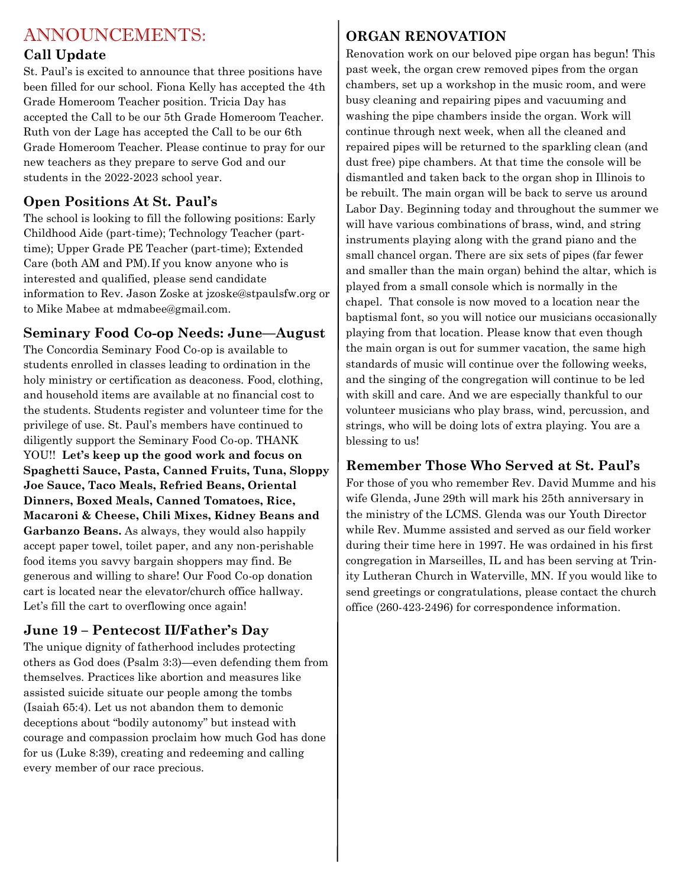# ANNOUNCEMENTS:

### Call Update

St. Paul's is excited to announce that three positions have been filled for our school. Fiona Kelly has accepted the 4th Grade Homeroom Teacher position. Tricia Day has accepted the Call to be our 5th Grade Homeroom Teacher. Ruth von der Lage has accepted the Call to be our 6th Grade Homeroom Teacher. Please continue to pray for our new teachers as they prepare to serve God and our students in the 2022-2023 school year.

### Open Positions At St. Paul's

The school is looking to fill the following positions: Early Childhood Aide (part-time); Technology Teacher (part-time); Upper Grade PE Teacher (part-time); Extended Care (both AM and PM). If you know anyone who is interested and qualified, please send candidate information to Rev. Jason Zoske at jzoske@stpaulsfw.org or to Mike Mabee at mdmabee@gmail.com.

### Seminary Food Co-op Needs: June—August

The Concordia Seminary Food Co-op is available to students enrolled in classes leading to ordination in the holy ministry or certification as deaconess. Food, clothing, and household items are available at no financial cost to the students. Students register and volunteer time for the privilege of use. St. Paul's members have continued to diligently support the Seminary Food Co-op. THANK YOU!! **Let's keep up the good work and focus on Spaghetti Sauce, Pasta, Canned Fruits, Tuna, Sloppy Joe Sauce, Taco Meals, Refried Beans, Oriental Dinners, Boxed Meals, Canned Tomatoes, Rice, Macaroni & Cheese, Chili Mixes, Kidney Beans and Garbanzo Beans.** As always, they would also happily accept paper towel, toilet paper, and any non-perishable food items you savvy bargain shoppers may find. Be generous and willing to share! Our Food Co-op donation cart is located near the elevator/church office hallway. Let's fill the cart to overflowing once again!

### June 19 – Pentecost II/Father's Day

The unique dignity of fatherhood includes protecting others as God does (Psalm 3:3)—even defending them from themselves. Practices like abortion and measures like assisted suicide situate our people among the tombs (Isaiah 65:4). Let us not abandon them to demonic deceptions about "bodily autonomy" but instead with courage and compassion proclaim how much God has done for us (Luke 8:39), creating and redeeming and calling every member of our race precious.

### ORGAN RENOVATION

Renovation work on our beloved pipe organ has begun! This past week, the organ crew removed pipes from the organ chambers, set up a workshop in the music room, and were busy cleaning and repairing pipes and vacuuming and washing the pipe chambers inside the organ. Work will continue through next week, when all the cleaned and repaired pipes will be returned to the sparkling clean (and dust free) pipe chambers. At that time the console will be dismantled and taken back to the organ shop in Illinois to be rebuilt. The main organ will be back to serve us around Labor Day. Beginning today and throughout the summer we will have various combinations of brass, wind, and string instruments playing along with the grand piano and the small chancel organ. There are six sets of pipes (far fewer and smaller than the main organ) behind the altar, which is played from a small console which is normally in the chapel. That console is now moved to a location near the baptismal font, so you will notice our musicians occasionally playing from that location. Please know that even though the main organ is out for summer vacation, the same high standards of music will continue over the following weeks, and the singing of the congregation will continue to be led with skill and care. And we are especially thankful to our volunteer musicians who play brass, wind, percussion, and strings, who will be doing lots of extra playing. You are a blessing to us!

### Remember Those Who Served at St. Paul's

For those of you who remember Rev. David Mumme and his wife Glenda, June 29th will mark his 25th anniversary in the ministry of the LCMS. Glenda was our Youth Director while Rev. Mumme assisted and served as our field worker during their time here in 1997. He was ordained in his first congregation in Marseilles, IL and has been serving at Trinity Lutheran Church in Waterville, MN. If you would like to send greetings or congratulations, please contact the church office (260-423-2496) for correspondence information.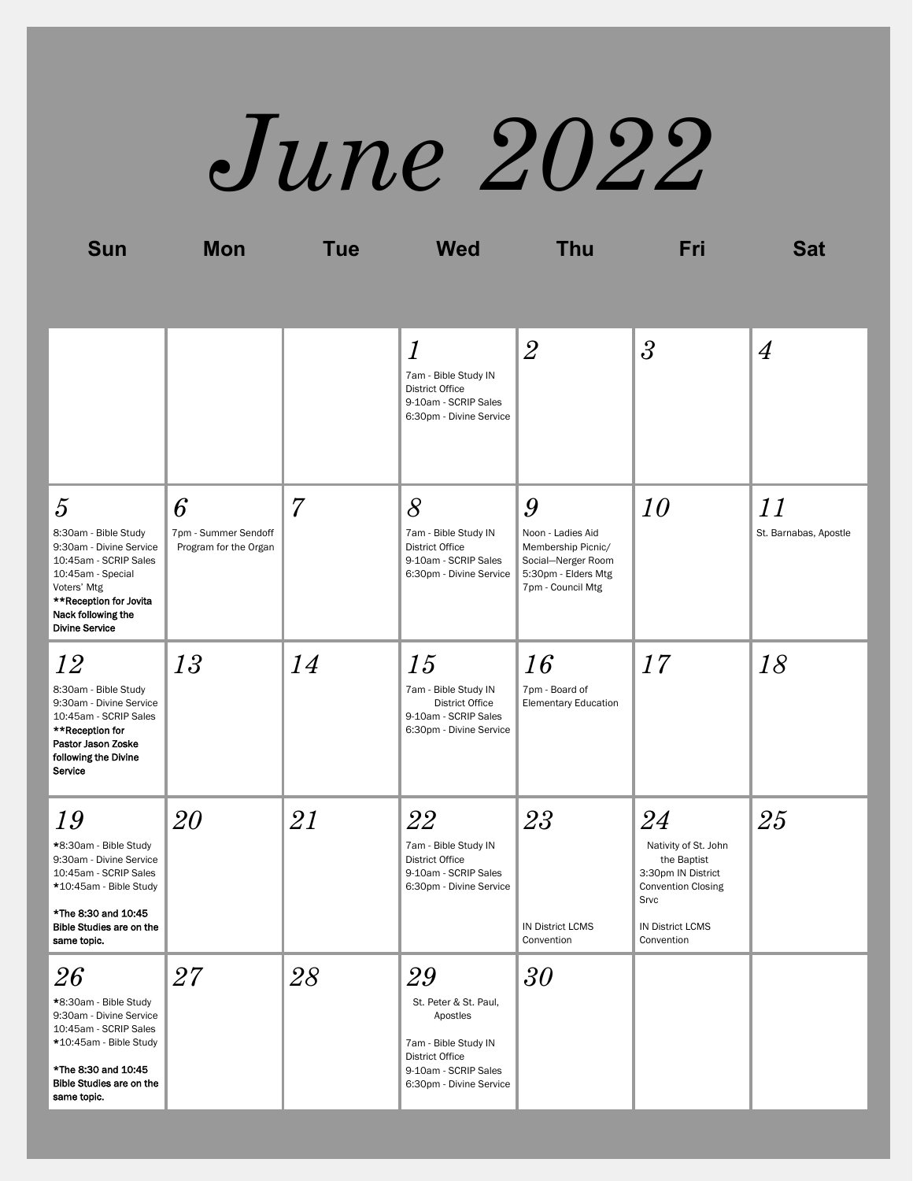# June 2022

| Sun | Mon | Tue | Wed | Thu | Fri | Sat |
|---|---|---|---|---|---|---|
| | | | 1<br>7am - Bible Study IN District Office<br>9-10am - SCRIP Sales<br>6:30pm - Divine Service | 2 | 3 | 4 |
| 5<br>8:30am - Bible Study<br>9:30am - Divine Service<br>10:45am - SCRIP Sales<br>10:45am - Special Voters' Mtg<br>**\*\*Reception for Jovita Nack following the Divine Service** | 6<br>7pm - Summer Sendoff Program for the Organ | 7 | 8<br>7am - Bible Study IN District Office<br>9-10am - SCRIP Sales<br>6:30pm - Divine Service | 9<br>Noon - Ladies Aid Membership Picnic/ Social—Nerger Room<br>5:30pm - Elders Mtg<br>7pm - Council Mtg | 10 | 11<br>St. Barnabas, Apostle |
| 12<br>8:30am - Bible Study<br>9:30am - Divine Service<br>10:45am - SCRIP Sales<br>**\*\*Reception for Pastor Jason Zoske following the Divine Service** | 13 | 14 | 15<br>7am - Bible Study IN District Office<br>9-10am - SCRIP Sales<br>6:30pm - Divine Service | 16<br>7pm - Board of Elementary Education | 17 | 18 |
| 19<br>\*8:30am - Bible Study<br>9:30am - Divine Service<br>10:45am - SCRIP Sales<br>\*10:45am - Bible Study<br>**\*The 8:30 and 10:45 Bible Studies are on the same topic.** | 20 | 21 | 22<br>7am - Bible Study IN District Office<br>9-10am - SCRIP Sales<br>6:30pm - Divine Service | 23<br>IN District LCMS Convention | 24<br>Nativity of St. John the Baptist<br>3:30pm IN District Convention Closing Srvc<br>IN District LCMS Convention | 25 |
| 26<br>\*8:30am - Bible Study<br>9:30am - Divine Service<br>10:45am - SCRIP Sales<br>\*10:45am - Bible Study<br>**\*The 8:30 and 10:45 Bible Studies are on the same topic.** | 27 | 28 | 29<br>St. Peter & St. Paul, Apostles<br>7am - Bible Study IN District Office<br>9-10am - SCRIP Sales<br>6:30pm - Divine Service | 30 | | |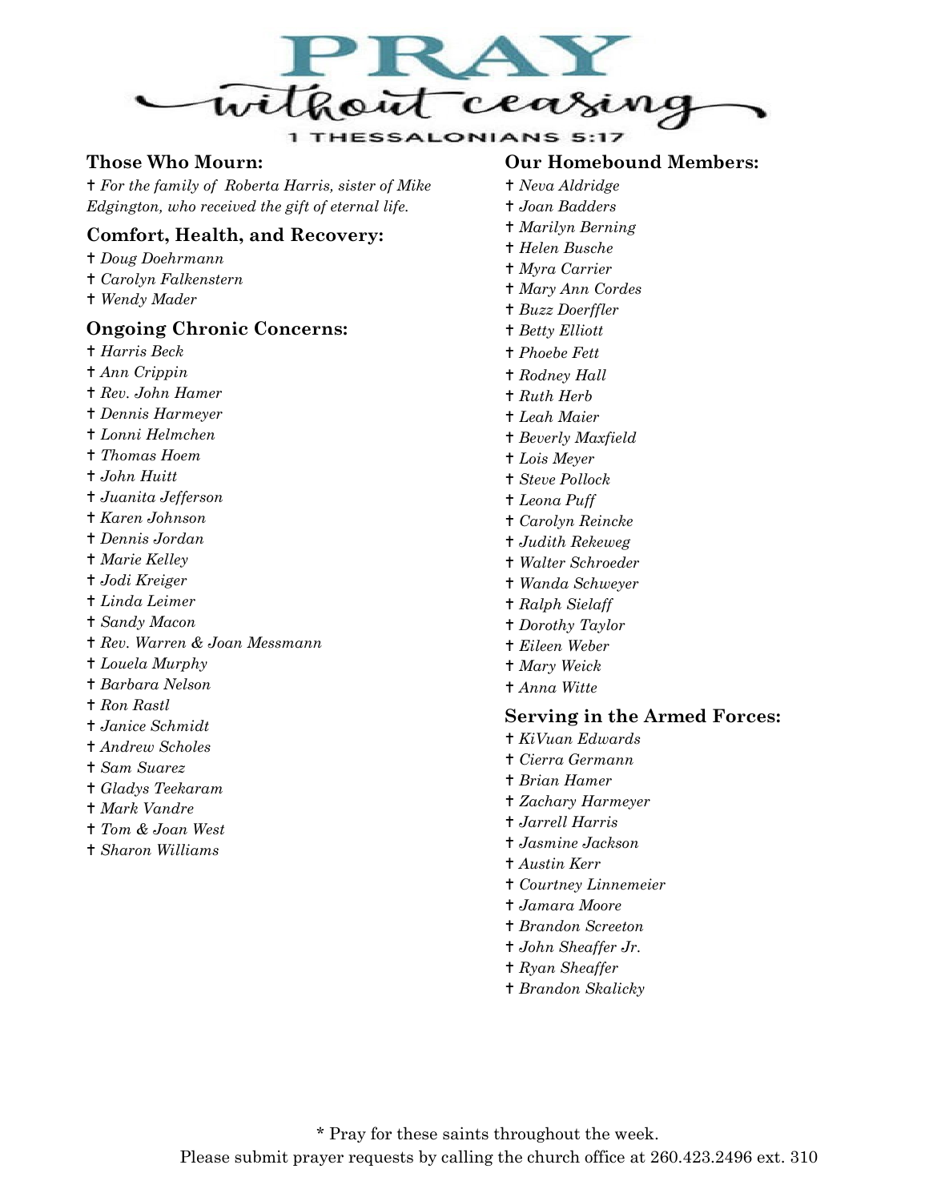# PRAY

## without ceasing

1 THESSALONIANS 5:17

### Those Who Mourn:

† *For the family of Roberta Harris, sister of Mike Edgington, who received the gift of eternal life.*

### Comfort, Health, and Recovery:

† *Doug Doehrmann*
† *Carolyn Falkenstern*
† *Wendy Mader*

### Ongoing Chronic Concerns:

† *Harris Beck*
† *Ann Crippin*
† *Rev. John Hamer*
† *Dennis Harmeyer*
† *Lonni Helmchen*
† *Thomas Hoem*
† *John Huitt*
† *Juanita Jefferson*
† *Karen Johnson*
† *Dennis Jordan*
† *Marie Kelley*
† *Jodi Kreiger*
† *Linda Leimer*
† *Sandy Macon*
† *Rev. Warren & Joan Messmann*
† *Louela Murphy*
† *Barbara Nelson*
† *Ron Rastl*
† *Janice Schmidt*
† *Andrew Scholes*
† *Sam Suarez*
† *Gladys Teekaram*
† *Mark Vandre*
† *Tom & Joan West*
† *Sharon Williams*

### Our Homebound Members:

† *Neva Aldridge*
† *Joan Badders*
† *Marilyn Berning*
† *Helen Busche*
† *Myra Carrier*
† *Mary Ann Cordes*
† *Buzz Doerffler*
† *Betty Elliott*
† *Phoebe Fett*
† *Rodney Hall*
† *Ruth Herb*
† *Leah Maier*
† *Beverly Maxfield*
† *Lois Meyer*
† *Steve Pollock*
† *Leona Puff*
† *Carolyn Reincke*
† *Judith Rekeweg*
† *Walter Schroeder*
† *Wanda Schweyer*
† *Ralph Sielaff*
† *Dorothy Taylor*
† *Eileen Weber*
† *Mary Weick*
† *Anna Witte*

### Serving in the Armed Forces:

† *KiVuan Edwards*
† *Cierra Germann*
† *Brian Hamer*
† *Zachary Harmeyer*
† *Jarrell Harris*
† *Jasmine Jackson*
† *Austin Kerr*
† *Courtney Linnemeier*
† *Jamara Moore*
† *Brandon Screeton*
† *John Sheaffer Jr.*
† *Ryan Sheaffer*
† *Brandon Skalicky*

\* Pray for these saints throughout the week.
Please submit prayer requests by calling the church office at 260.423.2496 ext. 310